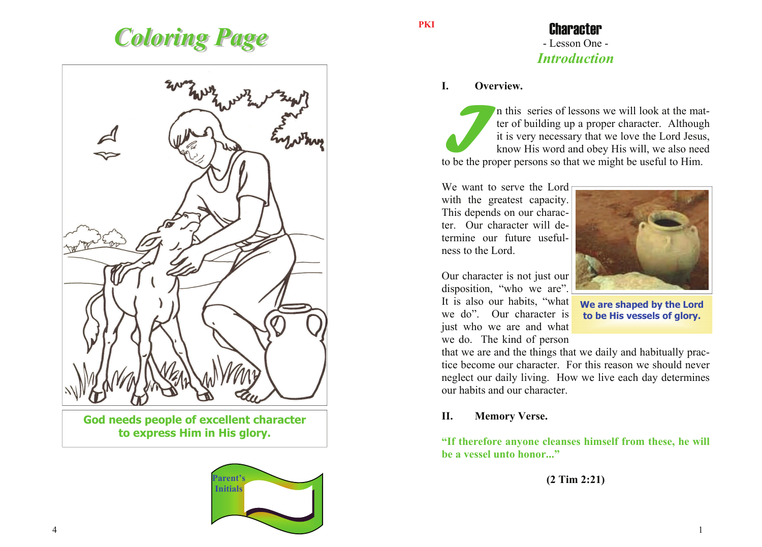# Coloring Page

God needs people of excellent character to express Him in His glory.

Parent's Initials

PKI

# Character

- Lesson One -

## *Introduction*

**I. Overview.**

In this series of lessons we will look at the matter of building up a proper character. Although it is very necessary that we love the Lord Jesus, know His word and obey His will, we also need to be the proper persons so that we might be useful to Him.

We want to serve the Lord with the greatest capacity. This depends on our character. Our character will determine our future usefulness to the Lord.

We are shaped by the Lord to be His vessels of glory.

Our character is not just our disposition, "who we are". It is also our habits, "what we do". Our character is just who we are and what we do. The kind of person that we are and the things that we daily and habitually practice become our character. For this reason we should never neglect our daily living. How we live each day determines our habits and our character.

**II. Memory Verse.**

**"If therefore anyone cleanses himself from these, he will be a vessel unto honor..."**

**(2 Tim 2:21)**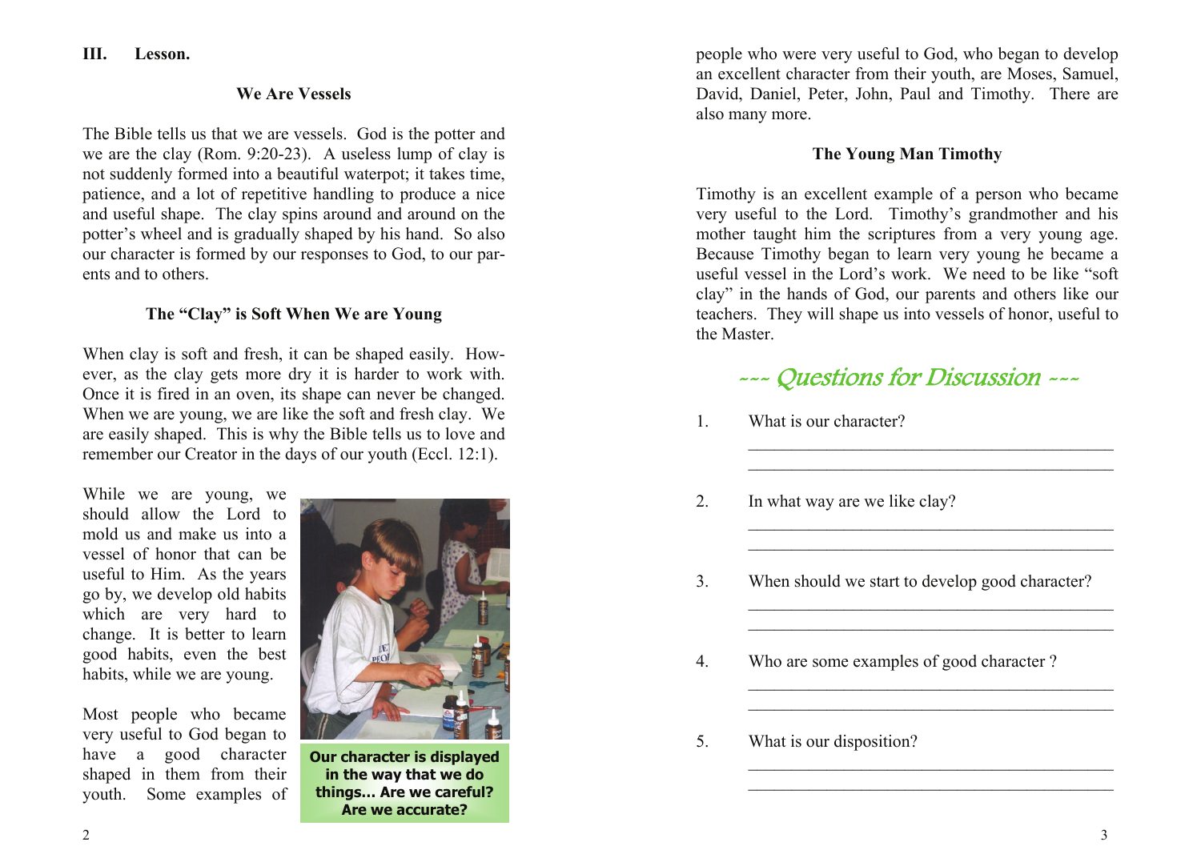**III. Lesson.**

### We Are Vessels

The Bible tells us that we are vessels. God is the potter and we are the clay (Rom. 9:20-23). A useless lump of clay is not suddenly formed into a beautiful waterpot; it takes time, patience, and a lot of repetitive handling to produce a nice and useful shape. The clay spins around and around on the potter's wheel and is gradually shaped by his hand. So also our character is formed by our responses to God, to our parents and to others.

### The "Clay" is Soft When We are Young

When clay is soft and fresh, it can be shaped easily. However, as the clay gets more dry it is harder to work with. Once it is fired in an oven, its shape can never be changed. When we are young, we are like the soft and fresh clay. We are easily shaped. This is why the Bible tells us to love and remember our Creator in the days of our youth (Eccl. 12:1).

While we are young, we should allow the Lord to mold us and make us into a vessel of honor that can be useful to Him. As the years go by, we develop old habits which are very hard to change. It is better to learn good habits, even the best habits, while we are young.

**Our character is displayed in the way that we do things... Are we careful? Are we accurate?**

Most people who became very useful to God began to have a good character shaped in them from their youth. Some examples of people who were very useful to God, who began to develop an excellent character from their youth, are Moses, Samuel, David, Daniel, Peter, John, Paul and Timothy. There are also many more.

### The Young Man Timothy

Timothy is an excellent example of a person who became very useful to the Lord. Timothy's grandmother and his mother taught him the scriptures from a very young age. Because Timothy began to learn very young he became a useful vessel in the Lord's work. We need to be like "soft clay" in the hands of God, our parents and others like our teachers. They will shape us into vessels of honor, useful to the Master.

## ~~~ *Questions for Discussion* ~~~

1. What is our character?

   \_\_\_\_\_\_\_\_\_\_\_\_\_\_\_\_\_\_\_\_\_\_\_\_\_\_\_\_\_\_\_\_\_\_\_\_\_\_\_\_
   \_\_\_\_\_\_\_\_\_\_\_\_\_\_\_\_\_\_\_\_\_\_\_\_\_\_\_\_\_\_\_\_\_\_\_\_\_\_\_\_

2. In what way are we like clay?

   \_\_\_\_\_\_\_\_\_\_\_\_\_\_\_\_\_\_\_\_\_\_\_\_\_\_\_\_\_\_\_\_\_\_\_\_\_\_\_\_
   \_\_\_\_\_\_\_\_\_\_\_\_\_\_\_\_\_\_\_\_\_\_\_\_\_\_\_\_\_\_\_\_\_\_\_\_\_\_\_\_

3. When should we start to develop good character?

   \_\_\_\_\_\_\_\_\_\_\_\_\_\_\_\_\_\_\_\_\_\_\_\_\_\_\_\_\_\_\_\_\_\_\_\_\_\_\_\_
   \_\_\_\_\_\_\_\_\_\_\_\_\_\_\_\_\_\_\_\_\_\_\_\_\_\_\_\_\_\_\_\_\_\_\_\_\_\_\_\_

4. Who are some examples of good character ?

   \_\_\_\_\_\_\_\_\_\_\_\_\_\_\_\_\_\_\_\_\_\_\_\_\_\_\_\_\_\_\_\_\_\_\_\_\_\_\_\_
   \_\_\_\_\_\_\_\_\_\_\_\_\_\_\_\_\_\_\_\_\_\_\_\_\_\_\_\_\_\_\_\_\_\_\_\_\_\_\_\_

5. What is our disposition?

   \_\_\_\_\_\_\_\_\_\_\_\_\_\_\_\_\_\_\_\_\_\_\_\_\_\_\_\_\_\_\_\_\_\_\_\_\_\_\_\_
   \_\_\_\_\_\_\_\_\_\_\_\_\_\_\_\_\_\_\_\_\_\_\_\_\_\_\_\_\_\_\_\_\_\_\_\_\_\_\_\_